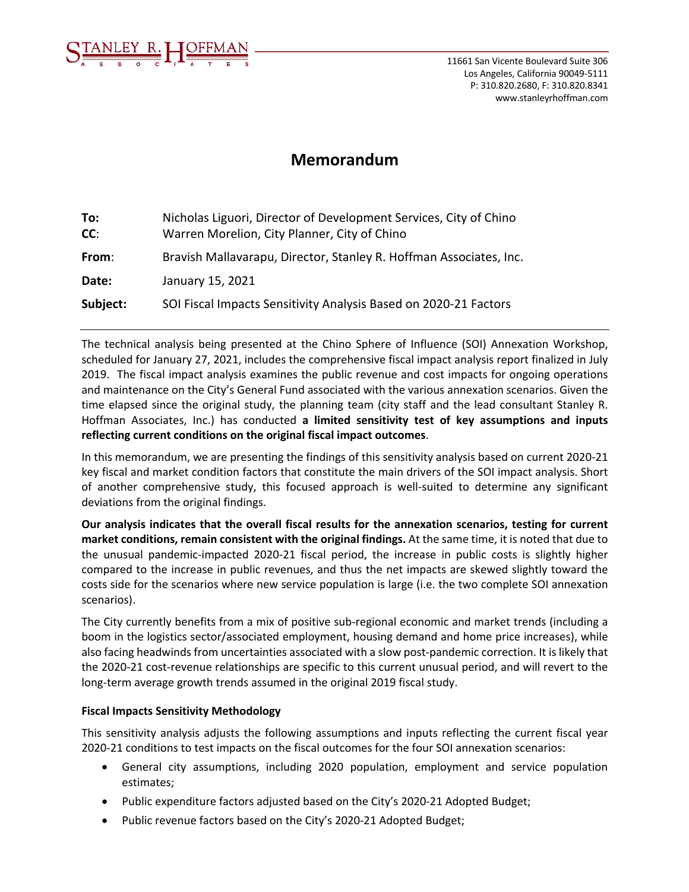STANLEY R. HOFFMAN ASSOCIATES

11661 San Vicente Boulevard Suite 306
Los Angeles, California 90049-5111
P: 310.820.2680, F: 310.820.8341
www.stanleyrhoffman.com

# Memorandum

**To:** Nicholas Liguori, Director of Development Services, City of Chino
**CC**: Warren Morelion, City Planner, City of Chino

**From**: Bravish Mallavarapu, Director, Stanley R. Hoffman Associates, Inc.

**Date:** January 15, 2021

**Subject:** SOI Fiscal Impacts Sensitivity Analysis Based on 2020-21 Factors

---

The technical analysis being presented at the Chino Sphere of Influence (SOI) Annexation Workshop, scheduled for January 27, 2021, includes the comprehensive fiscal impact analysis report finalized in July 2019. The fiscal impact analysis examines the public revenue and cost impacts for ongoing operations and maintenance on the City's General Fund associated with the various annexation scenarios. Given the time elapsed since the original study, the planning team (city staff and the lead consultant Stanley R. Hoffman Associates, Inc.) has conducted **a limited sensitivity test of key assumptions and inputs reflecting current conditions on the original fiscal impact outcomes**.

In this memorandum, we are presenting the findings of this sensitivity analysis based on current 2020-21 key fiscal and market condition factors that constitute the main drivers of the SOI impact analysis. Short of another comprehensive study, this focused approach is well-suited to determine any significant deviations from the original findings.

**Our analysis indicates that the overall fiscal results for the annexation scenarios, testing for current market conditions, remain consistent with the original findings.** At the same time, it is noted that due to the unusual pandemic-impacted 2020-21 fiscal period, the increase in public costs is slightly higher compared to the increase in public revenues, and thus the net impacts are skewed slightly toward the costs side for the scenarios where new service population is large (i.e. the two complete SOI annexation scenarios).

The City currently benefits from a mix of positive sub-regional economic and market trends (including a boom in the logistics sector/associated employment, housing demand and home price increases), while also facing headwinds from uncertainties associated with a slow post-pandemic correction. It is likely that the 2020-21 cost-revenue relationships are specific to this current unusual period, and will revert to the long-term average growth trends assumed in the original 2019 fiscal study.

### Fiscal Impacts Sensitivity Methodology

This sensitivity analysis adjusts the following assumptions and inputs reflecting the current fiscal year 2020-21 conditions to test impacts on the fiscal outcomes for the four SOI annexation scenarios:

- General city assumptions, including 2020 population, employment and service population estimates;
- Public expenditure factors adjusted based on the City's 2020-21 Adopted Budget;
- Public revenue factors based on the City's 2020-21 Adopted Budget;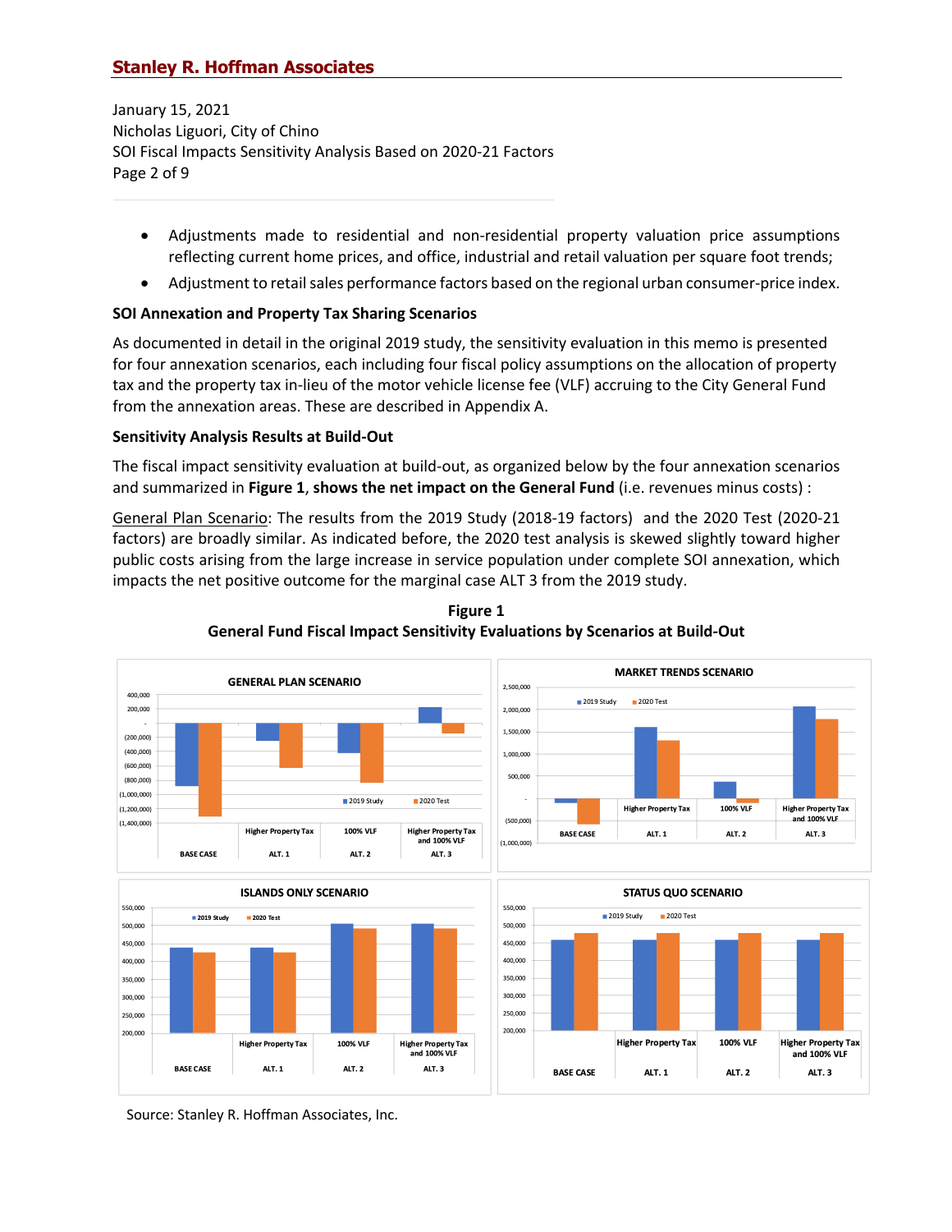- Adjustments made to residential and non-residential property valuation price assumptions reflecting current home prices, and office, industrial and retail valuation per square foot trends;
- Adjustment to retail sales performance factors based on the regional urban consumer-price index.

### SOI Annexation and Property Tax Sharing Scenarios

As documented in detail in the original 2019 study, the sensitivity evaluation in this memo is presented for four annexation scenarios, each including four fiscal policy assumptions on the allocation of property tax and the property tax in-lieu of the motor vehicle license fee (VLF) accruing to the City General Fund from the annexation areas. These are described in Appendix A.

### Sensitivity Analysis Results at Build-Out

The fiscal impact sensitivity evaluation at build-out, as organized below by the four annexation scenarios and summarized in **Figure 1**, **shows the net impact on the General Fund** (i.e. revenues minus costs) :

General Plan Scenario: The results from the 2019 Study (2018-19 factors) and the 2020 Test (2020-21 factors) are broadly similar. As indicated before, the 2020 test analysis is skewed slightly toward higher public costs arising from the large increase in service population under complete SOI annexation, which impacts the net positive outcome for the marginal case ALT 3 from the 2019 study.

**Figure 1**
**General Fund Fiscal Impact Sensitivity Evaluations by Scenarios at Build-Out**

GENERAL PLAN SCENARIO — 2019 Study / 2020 Test — BASE CASE; ALT. 1 Higher Property Tax; ALT. 2 100% VLF; ALT. 3 Higher Property Tax and 100% VLF

MARKET TRENDS SCENARIO — 2019 Study / 2020 Test — BASE CASE; ALT. 1 Higher Property Tax; ALT. 2 100% VLF; ALT. 3 Higher Property Tax and 100% VLF

ISLANDS ONLY SCENARIO — 2019 Study / 2020 Test — BASE CASE; ALT. 1 Higher Property Tax; ALT. 2 100% VLF; ALT. 3 Higher Property Tax and 100% VLF

STATUS QUO SCENARIO — 2019 Study / 2020 Test — BASE CASE; ALT. 1 Higher Property Tax; ALT. 2 100% VLF; ALT. 3 Higher Property Tax and 100% VLF

Source: Stanley R. Hoffman Associates, Inc.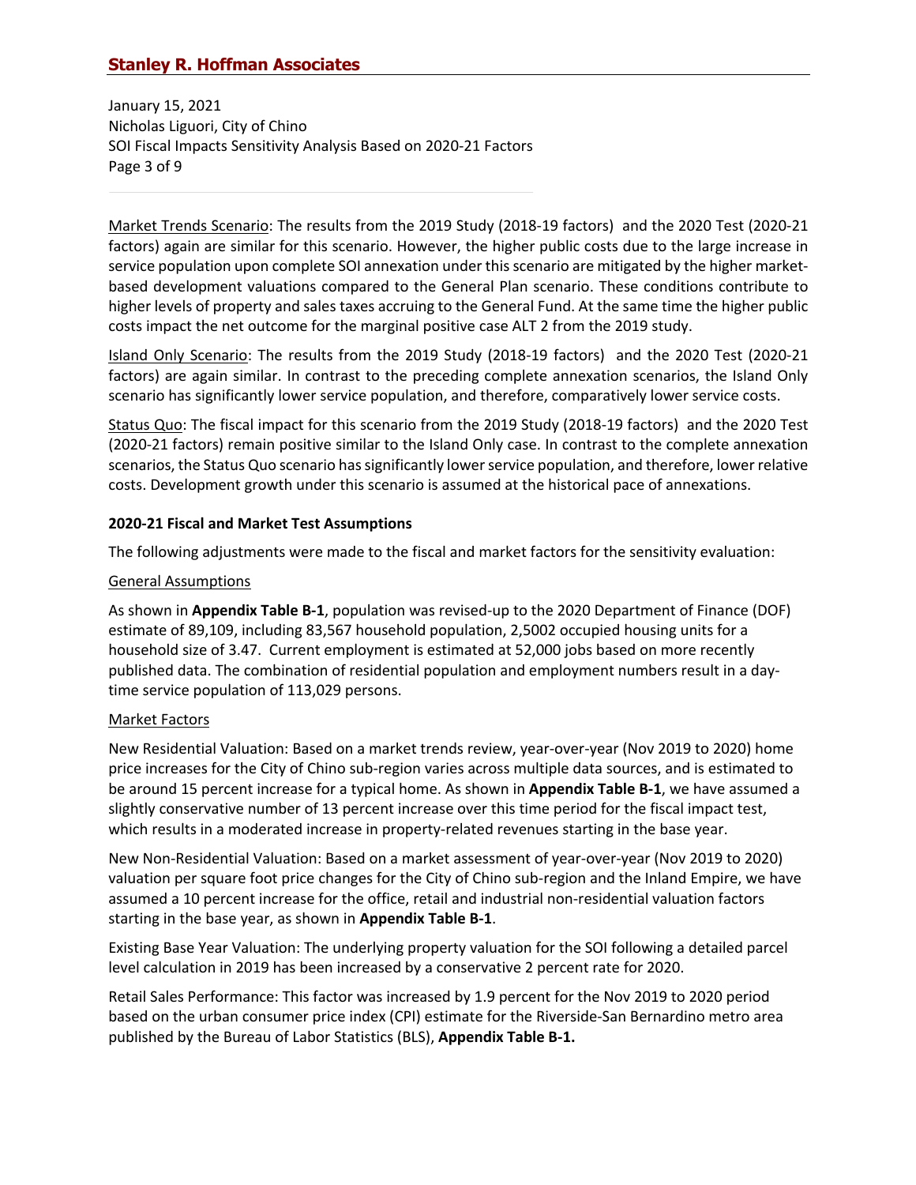Market Trends Scenario: The results from the 2019 Study (2018-19 factors) and the 2020 Test (2020-21 factors) again are similar for this scenario. However, the higher public costs due to the large increase in service population upon complete SOI annexation under this scenario are mitigated by the higher market-based development valuations compared to the General Plan scenario. These conditions contribute to higher levels of property and sales taxes accruing to the General Fund. At the same time the higher public costs impact the net outcome for the marginal positive case ALT 2 from the 2019 study.

Island Only Scenario: The results from the 2019 Study (2018-19 factors) and the 2020 Test (2020-21 factors) are again similar. In contrast to the preceding complete annexation scenarios, the Island Only scenario has significantly lower service population, and therefore, comparatively lower service costs.

Status Quo: The fiscal impact for this scenario from the 2019 Study (2018-19 factors) and the 2020 Test (2020-21 factors) remain positive similar to the Island Only case. In contrast to the complete annexation scenarios, the Status Quo scenario has significantly lower service population, and therefore, lower relative costs. Development growth under this scenario is assumed at the historical pace of annexations.

**2020-21 Fiscal and Market Test Assumptions**

The following adjustments were made to the fiscal and market factors for the sensitivity evaluation:

General Assumptions

As shown in **Appendix Table B-1**, population was revised-up to the 2020 Department of Finance (DOF) estimate of 89,109, including 83,567 household population, 2,5002 occupied housing units for a household size of 3.47. Current employment is estimated at 52,000 jobs based on more recently published data. The combination of residential population and employment numbers result in a day-time service population of 113,029 persons.

Market Factors

New Residential Valuation: Based on a market trends review, year-over-year (Nov 2019 to 2020) home price increases for the City of Chino sub-region varies across multiple data sources, and is estimated to be around 15 percent increase for a typical home. As shown in **Appendix Table B-1**, we have assumed a slightly conservative number of 13 percent increase over this time period for the fiscal impact test, which results in a moderated increase in property-related revenues starting in the base year.

New Non-Residential Valuation: Based on a market assessment of year-over-year (Nov 2019 to 2020) valuation per square foot price changes for the City of Chino sub-region and the Inland Empire, we have assumed a 10 percent increase for the office, retail and industrial non-residential valuation factors starting in the base year, as shown in **Appendix Table B-1**.

Existing Base Year Valuation: The underlying property valuation for the SOI following a detailed parcel level calculation in 2019 has been increased by a conservative 2 percent rate for 2020.

Retail Sales Performance: This factor was increased by 1.9 percent for the Nov 2019 to 2020 period based on the urban consumer price index (CPI) estimate for the Riverside-San Bernardino metro area published by the Bureau of Labor Statistics (BLS), **Appendix Table B-1.**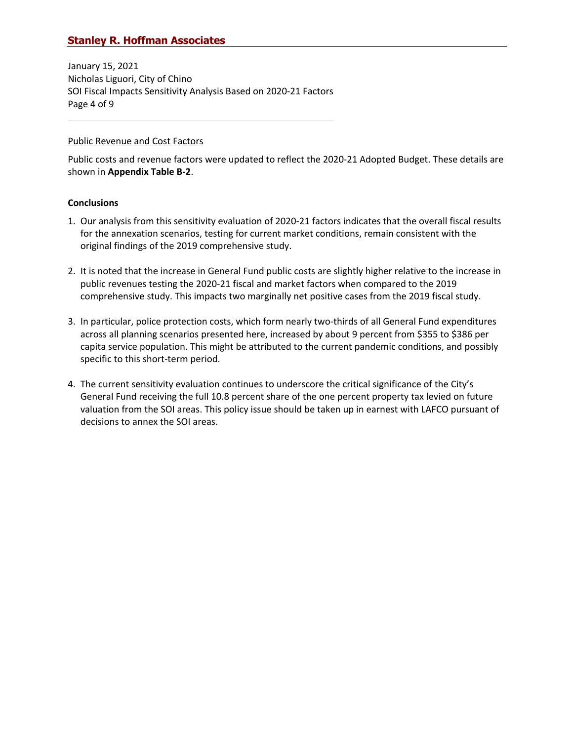Public Revenue and Cost Factors

Public costs and revenue factors were updated to reflect the 2020-21 Adopted Budget. These details are shown in **Appendix Table B-2**.

**Conclusions**

1. Our analysis from this sensitivity evaluation of 2020-21 factors indicates that the overall fiscal results for the annexation scenarios, testing for current market conditions, remain consistent with the original findings of the 2019 comprehensive study.

2. It is noted that the increase in General Fund public costs are slightly higher relative to the increase in public revenues testing the 2020-21 fiscal and market factors when compared to the 2019 comprehensive study. This impacts two marginally net positive cases from the 2019 fiscal study.

3. In particular, police protection costs, which form nearly two-thirds of all General Fund expenditures across all planning scenarios presented here, increased by about 9 percent from $355 to $386 per capita service population. This might be attributed to the current pandemic conditions, and possibly specific to this short-term period.

4. The current sensitivity evaluation continues to underscore the critical significance of the City's General Fund receiving the full 10.8 percent share of the one percent property tax levied on future valuation from the SOI areas. This policy issue should be taken up in earnest with LAFCO pursuant of decisions to annex the SOI areas.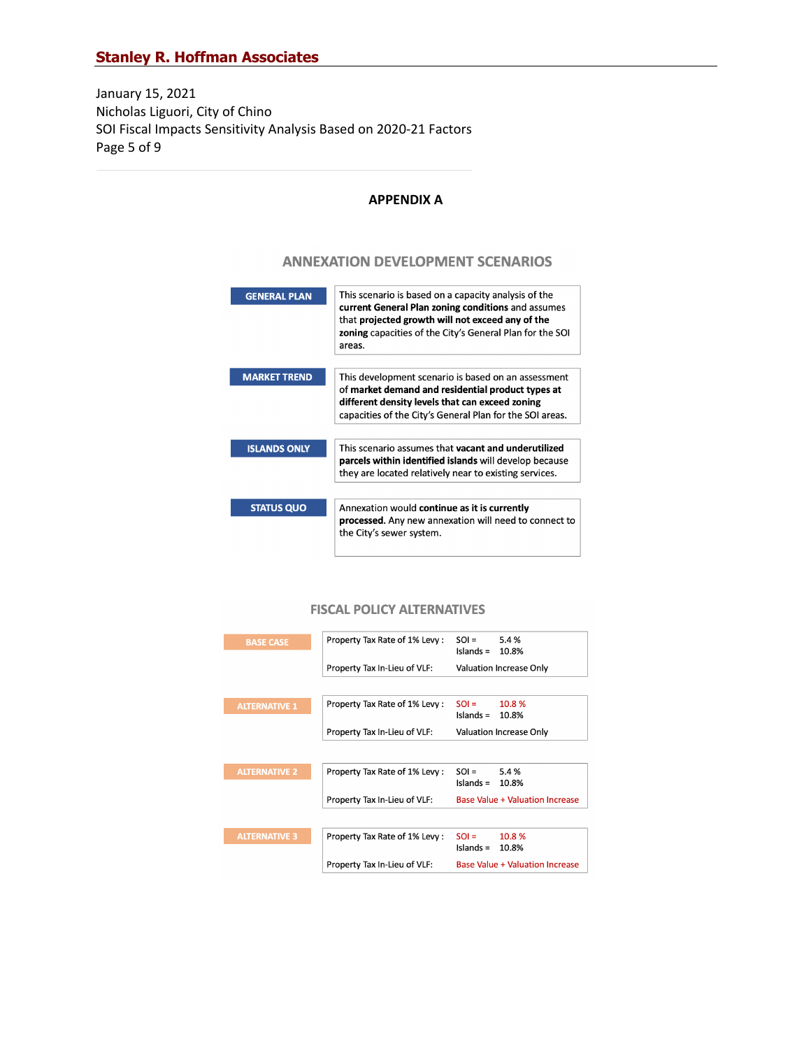January 15, 2021
Nicholas Liguori, City of Chino
SOI Fiscal Impacts Sensitivity Analysis Based on 2020-21 Factors

## APPENDIX A

### ANNEXATION DEVELOPMENT SCENARIOS

| Scenario | Description |
|---|---|
| **GENERAL PLAN** | This scenario is based on a capacity analysis of the **current General Plan zoning conditions** and assumes that **projected growth will not exceed any of the zoning** capacities of the City's General Plan for the SOI areas. |
| **MARKET TREND** | This development scenario is based on an assessment of **market demand and residential product types at different density levels that can exceed zoning** capacities of the City's General Plan for the SOI areas. |
| **ISLANDS ONLY** | This scenario assumes that **vacant and underutilized parcels within identified islands** will develop because they are located relatively near to existing services. |
| **STATUS QUO** | Annexation would **continue as it is currently processed.** Any new annexation will need to connect to the City's sewer system. |

### FISCAL POLICY ALTERNATIVES

| Alternative | Property Tax Rate of 1% Levy | Property Tax In-Lieu of VLF |
|---|---|---|
| **BASE CASE** | SOI = 5.4 %; Islands = 10.8% | Valuation Increase Only |
| **ALTERNATIVE 1** | SOI = 10.8 %; Islands = 10.8% | Valuation Increase Only |
| **ALTERNATIVE 2** | SOI = 5.4 %; Islands = 10.8% | Base Value + Valuation Increase |
| **ALTERNATIVE 3** | SOI = 10.8 %; Islands = 10.8% | Base Value + Valuation Increase |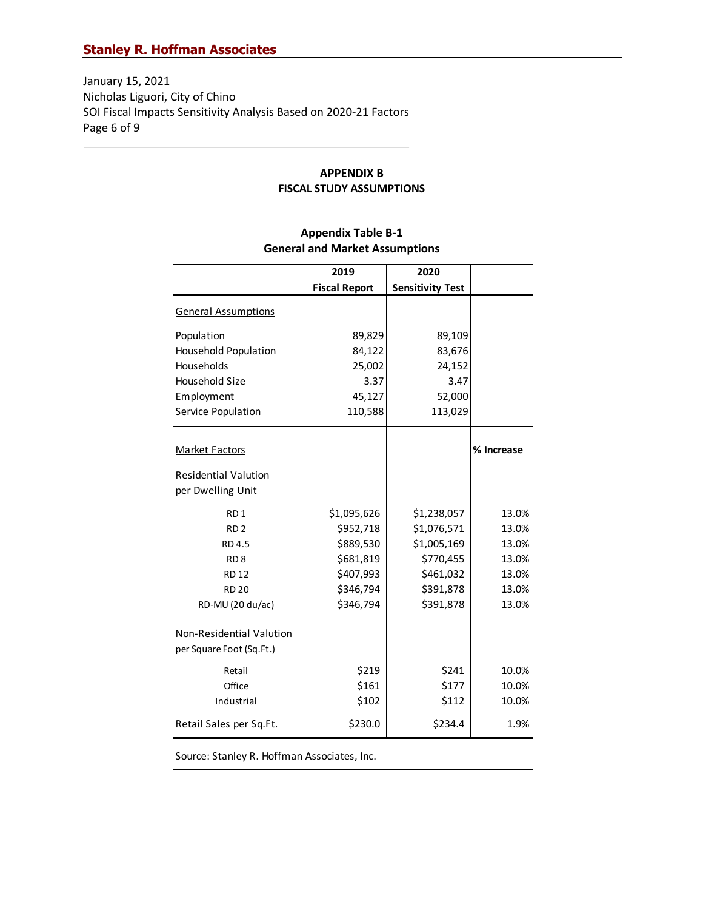January 15, 2021
Nicholas Liguori, City of Chino
SOI Fiscal Impacts Sensitivity Analysis Based on 2020-21 Factors

## APPENDIX B
## FISCAL STUDY ASSUMPTIONS

### Appendix Table B-1
### General and Market Assumptions

| | 2019 Fiscal Report | 2020 Sensitivity Test | |
|---|---|---|---|
| General Assumptions | | | |
| Population | 89,829 | 89,109 | |
| Household Population | 84,122 | 83,676 | |
| Households | 25,002 | 24,152 | |
| Household Size | 3.37 | 3.47 | |
| Employment | 45,127 | 52,000 | |
| Service Population | 110,588 | 113,029 | |
| Market Factors | | | % Increase |
| Residential Valution per Dwelling Unit | | | |
| RD 1 | $1,095,626 | $1,238,057 | 13.0% |
| RD 2 | $952,718 | $1,076,571 | 13.0% |
| RD 4.5 | $889,530 | $1,005,169 | 13.0% |
| RD 8 | $681,819 | $770,455 | 13.0% |
| RD 12 | $407,993 | $461,032 | 13.0% |
| RD 20 | $346,794 | $391,878 | 13.0% |
| RD-MU (20 du/ac) | $346,794 | $391,878 | 13.0% |
| Non-Residential Valution per Square Foot (Sq.Ft.) | | | |
| Retail | $219 | $241 | 10.0% |
| Office | $161 | $177 | 10.0% |
| Industrial | $102 | $112 | 10.0% |
| Retail Sales per Sq.Ft. | $230.0 | $234.4 | 1.9% |

Source: Stanley R. Hoffman Associates, Inc.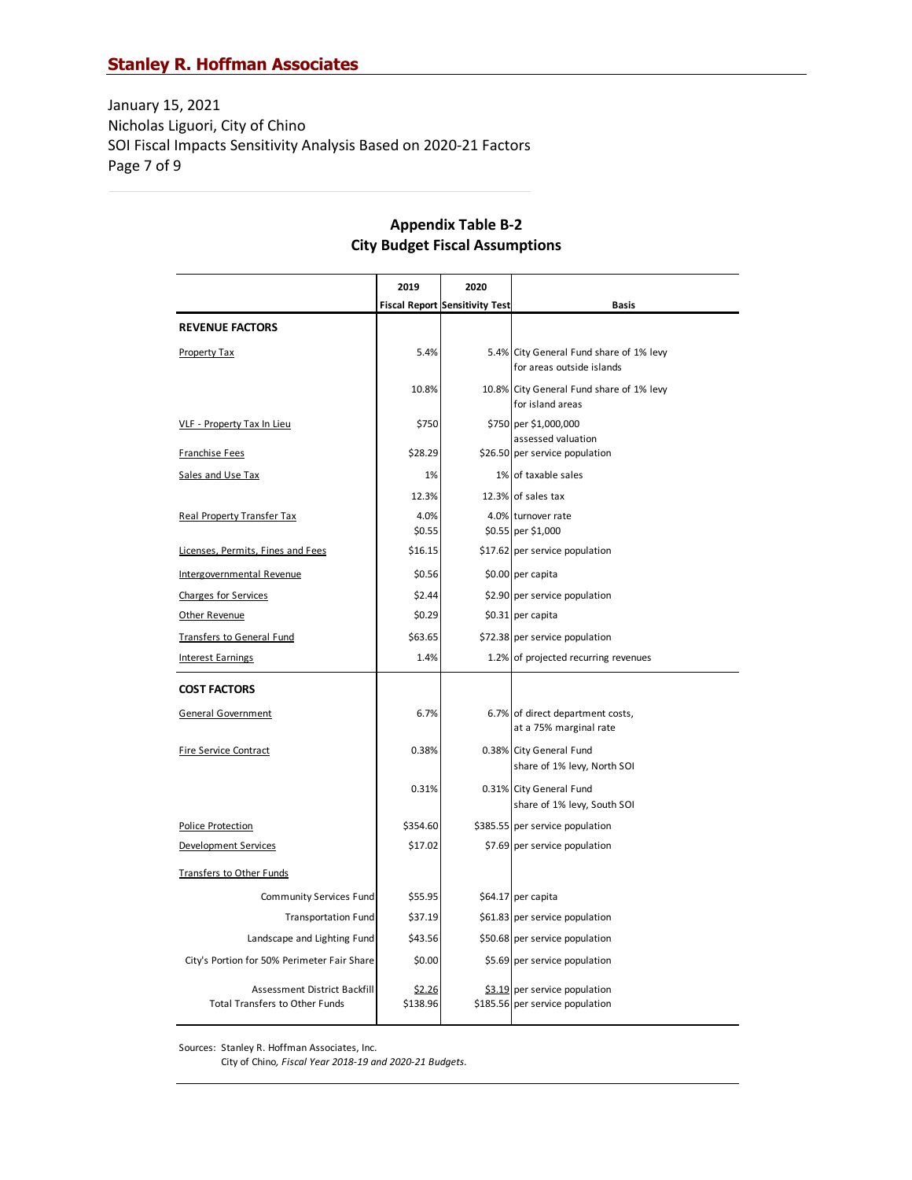January 15, 2021
Nicholas Liguori, City of Chino
SOI Fiscal Impacts Sensitivity Analysis Based on 2020-21 Factors

## Appendix Table B-2
## City Budget Fiscal Assumptions

| | 2019 Fiscal Report | 2020 Sensitivity Test | Basis |
|---|---|---|---|
| **REVENUE FACTORS** | | | |
| Property Tax | 5.4% | 5.4% | City General Fund share of 1% levy for areas outside islands |
| | 10.8% | 10.8% | City General Fund share of 1% levy for island areas |
| VLF - Property Tax In Lieu | $750 | $750 | per $1,000,000 assessed valuation |
| Franchise Fees | $28.29 | $26.50 | per service population |
| Sales and Use Tax | 1% | 1% | of taxable sales |
| | 12.3% | 12.3% | of sales tax |
| Real Property Transfer Tax | 4.0% | 4.0% | turnover rate |
| | $0.55 | $0.55 | per $1,000 |
| Licenses, Permits, Fines and Fees | $16.15 | $17.62 | per service population |
| Intergovernmental Revenue | $0.56 | $0.00 | per capita |
| Charges for Services | $2.44 | $2.90 | per service population |
| Other Revenue | $0.29 | $0.31 | per capita |
| Transfers to General Fund | $63.65 | $72.38 | per service population |
| Interest Earnings | 1.4% | 1.2% | of projected recurring revenues |
| **COST FACTORS** | | | |
| General Government | 6.7% | 6.7% | of direct department costs, at a 75% marginal rate |
| Fire Service Contract | 0.38% | 0.38% | City General Fund share of 1% levy, North SOI |
| | 0.31% | 0.31% | City General Fund share of 1% levy, South SOI |
| Police Protection | $354.60 | $385.55 | per service population |
| Development Services | $17.02 | $7.69 | per service population |
| Transfers to Other Funds | | | |
| Community Services Fund | $55.95 | $64.17 | per capita |
| Transportation Fund | $37.19 | $61.83 | per service population |
| Landscape and Lighting Fund | $43.56 | $50.68 | per service population |
| City's Portion for 50% Perimeter Fair Share | $0.00 | $5.69 | per service population |
| Assessment District Backfill | $2.26 | $3.19 | per service population |
| Total Transfers to Other Funds | $138.96 | $185.56 | per service population |

Sources: Stanley R. Hoffman Associates, Inc.
City of Chino, *Fiscal Year 2018-19 and 2020-21 Budgets.*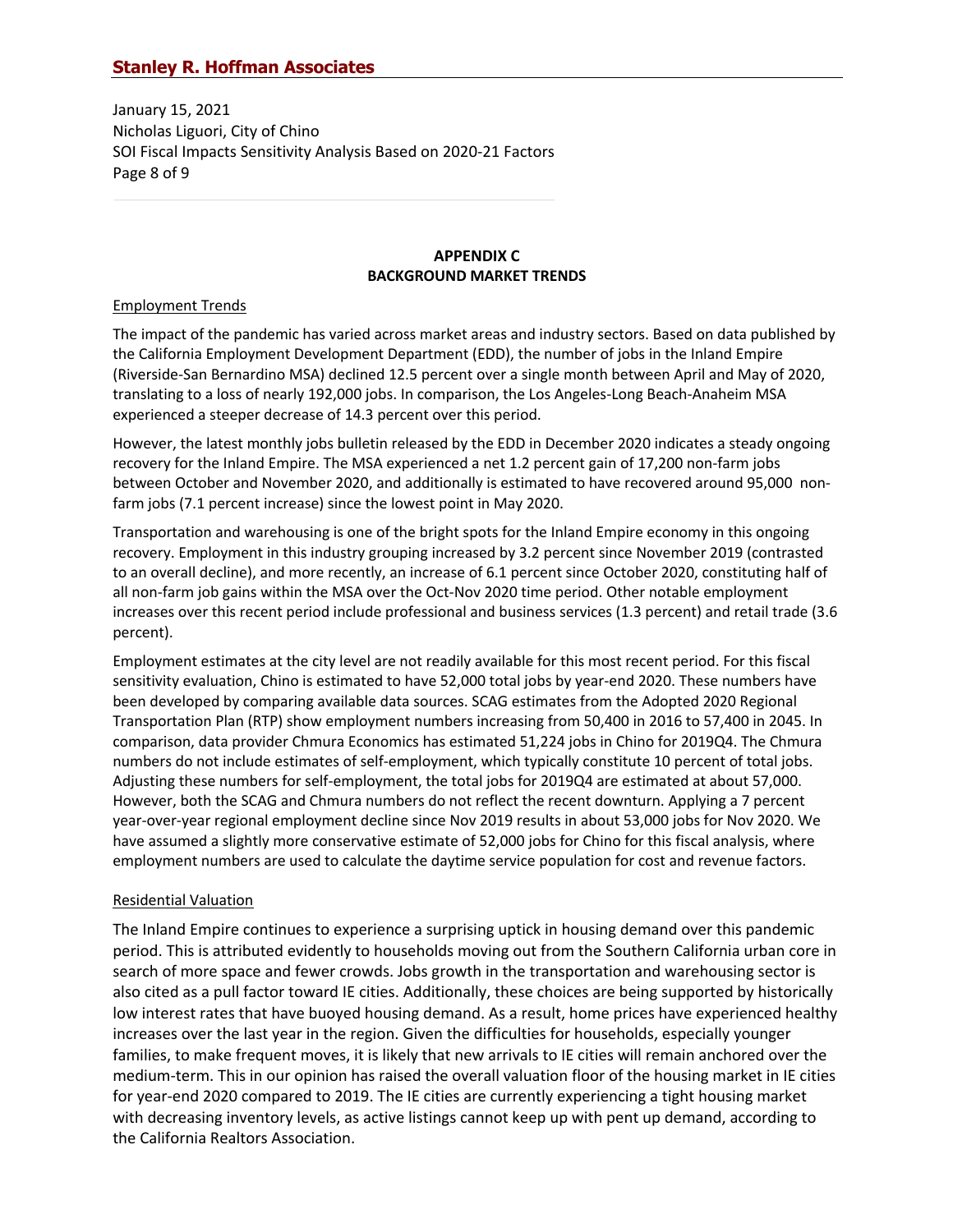## APPENDIX C
## BACKGROUND MARKET TRENDS

### Employment Trends

The impact of the pandemic has varied across market areas and industry sectors. Based on data published by the California Employment Development Department (EDD), the number of jobs in the Inland Empire (Riverside-San Bernardino MSA) declined 12.5 percent over a single month between April and May of 2020, translating to a loss of nearly 192,000 jobs. In comparison, the Los Angeles-Long Beach-Anaheim MSA experienced a steeper decrease of 14.3 percent over this period.

However, the latest monthly jobs bulletin released by the EDD in December 2020 indicates a steady ongoing recovery for the Inland Empire. The MSA experienced a net 1.2 percent gain of 17,200 non-farm jobs between October and November 2020, and additionally is estimated to have recovered around 95,000 non-farm jobs (7.1 percent increase) since the lowest point in May 2020.

Transportation and warehousing is one of the bright spots for the Inland Empire economy in this ongoing recovery. Employment in this industry grouping increased by 3.2 percent since November 2019 (contrasted to an overall decline), and more recently, an increase of 6.1 percent since October 2020, constituting half of all non-farm job gains within the MSA over the Oct-Nov 2020 time period. Other notable employment increases over this recent period include professional and business services (1.3 percent) and retail trade (3.6 percent).

Employment estimates at the city level are not readily available for this most recent period. For this fiscal sensitivity evaluation, Chino is estimated to have 52,000 total jobs by year-end 2020. These numbers have been developed by comparing available data sources. SCAG estimates from the Adopted 2020 Regional Transportation Plan (RTP) show employment numbers increasing from 50,400 in 2016 to 57,400 in 2045. In comparison, data provider Chmura Economics has estimated 51,224 jobs in Chino for 2019Q4. The Chmura numbers do not include estimates of self-employment, which typically constitute 10 percent of total jobs. Adjusting these numbers for self-employment, the total jobs for 2019Q4 are estimated at about 57,000. However, both the SCAG and Chmura numbers do not reflect the recent downturn. Applying a 7 percent year-over-year regional employment decline since Nov 2019 results in about 53,000 jobs for Nov 2020. We have assumed a slightly more conservative estimate of 52,000 jobs for Chino for this fiscal analysis, where employment numbers are used to calculate the daytime service population for cost and revenue factors.

### Residential Valuation

The Inland Empire continues to experience a surprising uptick in housing demand over this pandemic period. This is attributed evidently to households moving out from the Southern California urban core in search of more space and fewer crowds. Jobs growth in the transportation and warehousing sector is also cited as a pull factor toward IE cities. Additionally, these choices are being supported by historically low interest rates that have buoyed housing demand. As a result, home prices have experienced healthy increases over the last year in the region. Given the difficulties for households, especially younger families, to make frequent moves, it is likely that new arrivals to IE cities will remain anchored over the medium-term. This in our opinion has raised the overall valuation floor of the housing market in IE cities for year-end 2020 compared to 2019. The IE cities are currently experiencing a tight housing market with decreasing inventory levels, as active listings cannot keep up with pent up demand, according to the California Realtors Association.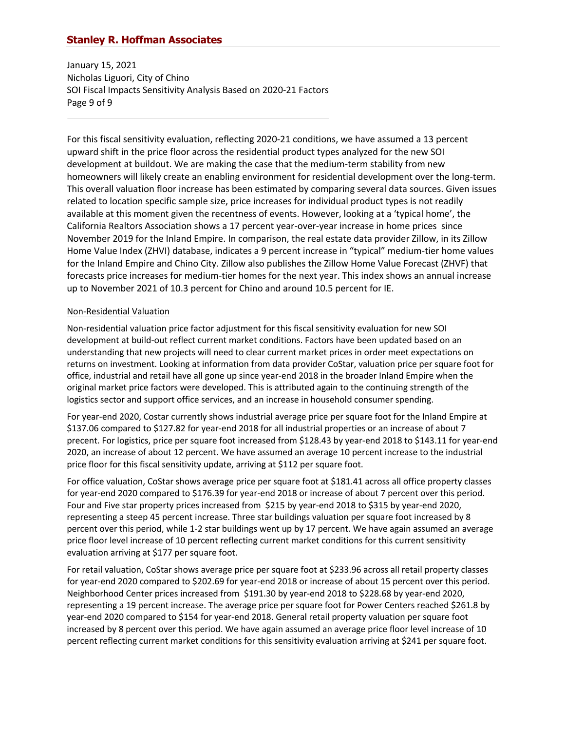For this fiscal sensitivity evaluation, reflecting 2020-21 conditions, we have assumed a 13 percent upward shift in the price floor across the residential product types analyzed for the new SOI development at buildout. We are making the case that the medium-term stability from new homeowners will likely create an enabling environment for residential development over the long-term. This overall valuation floor increase has been estimated by comparing several data sources. Given issues related to location specific sample size, price increases for individual product types is not readily available at this moment given the recentness of events. However, looking at a 'typical home', the California Realtors Association shows a 17 percent year-over-year increase in home prices since November 2019 for the Inland Empire. In comparison, the real estate data provider Zillow, in its Zillow Home Value Index (ZHVI) database, indicates a 9 percent increase in "typical" medium-tier home values for the Inland Empire and Chino City. Zillow also publishes the Zillow Home Value Forecast (ZHVF) that forecasts price increases for medium-tier homes for the next year. This index shows an annual increase up to November 2021 of 10.3 percent for Chino and around 10.5 percent for IE.

Non-Residential Valuation

Non-residential valuation price factor adjustment for this fiscal sensitivity evaluation for new SOI development at build-out reflect current market conditions. Factors have been updated based on an understanding that new projects will need to clear current market prices in order meet expectations on returns on investment. Looking at information from data provider CoStar, valuation price per square foot for office, industrial and retail have all gone up since year-end 2018 in the broader Inland Empire when the original market price factors were developed. This is attributed again to the continuing strength of the logistics sector and support office services, and an increase in household consumer spending.

For year-end 2020, Costar currently shows industrial average price per square foot for the Inland Empire at $137.06 compared to $127.82 for year-end 2018 for all industrial properties or an increase of about 7 precent. For logistics, price per square foot increased from $128.43 by year-end 2018 to $143.11 for year-end 2020, an increase of about 12 percent. We have assumed an average 10 percent increase to the industrial price floor for this fiscal sensitivity update, arriving at $112 per square foot.

For office valuation, CoStar shows average price per square foot at $181.41 across all office property classes for year-end 2020 compared to $176.39 for year-end 2018 or increase of about 7 percent over this period. Four and Five star property prices increased from $215 by year-end 2018 to $315 by year-end 2020, representing a steep 45 percent increase. Three star buildings valuation per square foot increased by 8 percent over this period, while 1-2 star buildings went up by 17 percent. We have again assumed an average price floor level increase of 10 percent reflecting current market conditions for this current sensitivity evaluation arriving at $177 per square foot.

For retail valuation, CoStar shows average price per square foot at $233.96 across all retail property classes for year-end 2020 compared to $202.69 for year-end 2018 or increase of about 15 percent over this period. Neighborhood Center prices increased from $191.30 by year-end 2018 to $228.68 by year-end 2020, representing a 19 percent increase. The average price per square foot for Power Centers reached $261.8 by year-end 2020 compared to $154 for year-end 2018. General retail property valuation per square foot increased by 8 percent over this period. We have again assumed an average price floor level increase of 10 percent reflecting current market conditions for this sensitivity evaluation arriving at $241 per square foot.